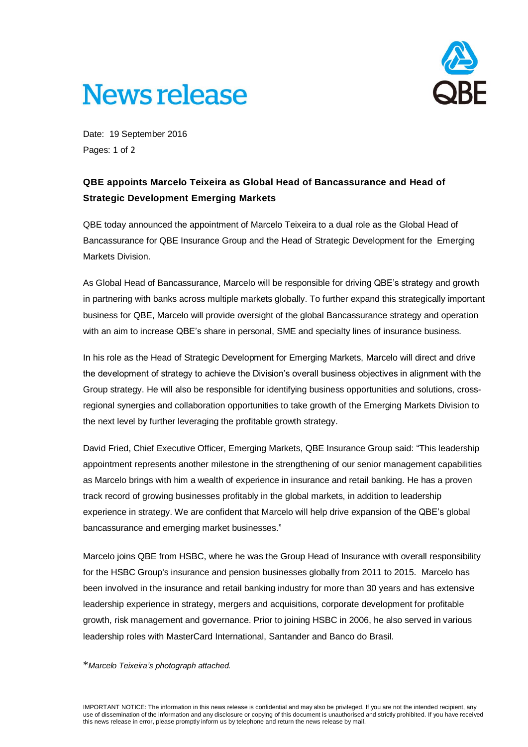# News release

Date: 19 September 2016

**QBE appoints Marcelo Teixeira as Global Head of Bancassurance and Head of Strategic Development Emerging Markets**

QBE today announced the appointment of Marcelo Teixeira to a dual role as the Global Head of Bancassurance for QBE Insurance Group and the Head of Strategic Development for the Emerging Markets Division.

As Global Head of Bancassurance, Marcelo will be responsible for driving QBE's strategy and growth in partnering with banks across multiple markets globally. To further expand this strategically important business for QBE, Marcelo will provide oversight of the global Bancassurance strategy and operation with an aim to increase QBE's share in personal, SME and specialty lines of insurance business.

In his role as the Head of Strategic Development for Emerging Markets, Marcelo will direct and drive the development of strategy to achieve the Division's overall business objectives in alignment with the Group strategy. He will also be responsible for identifying business opportunities and solutions, cross-regional synergies and collaboration opportunities to take growth of the Emerging Markets Division to the next level by further leveraging the profitable growth strategy.

David Fried, Chief Executive Officer, Emerging Markets, QBE Insurance Group said: "This leadership appointment represents another milestone in the strengthening of our senior management capabilities as Marcelo brings with him a wealth of experience in insurance and retail banking. He has a proven track record of growing businesses profitably in the global markets, in addition to leadership experience in strategy. We are confident that Marcelo will help drive expansion of the QBE's global bancassurance and emerging market businesses."

Marcelo joins QBE from HSBC, where he was the Group Head of Insurance with overall responsibility for the HSBC Group's insurance and pension businesses globally from 2011 to 2015. Marcelo has been involved in the insurance and retail banking industry for more than 30 years and has extensive leadership experience in strategy, mergers and acquisitions, corporate development for profitable growth, risk management and governance. Prior to joining HSBC in 2006, he also served in various leadership roles with MasterCard International, Santander and Banco do Brasil.

*\*Marcelo Teixeira's photograph attached.*

IMPORTANT NOTICE: The information in this news release is confidential and may also be privileged. If you are not the intended recipient, any use of dissemination of the information and any disclosure or copying of this document is unauthorised and strictly prohibited. If you have received this news release in error, please promptly inform us by telephone and return the news release by mail.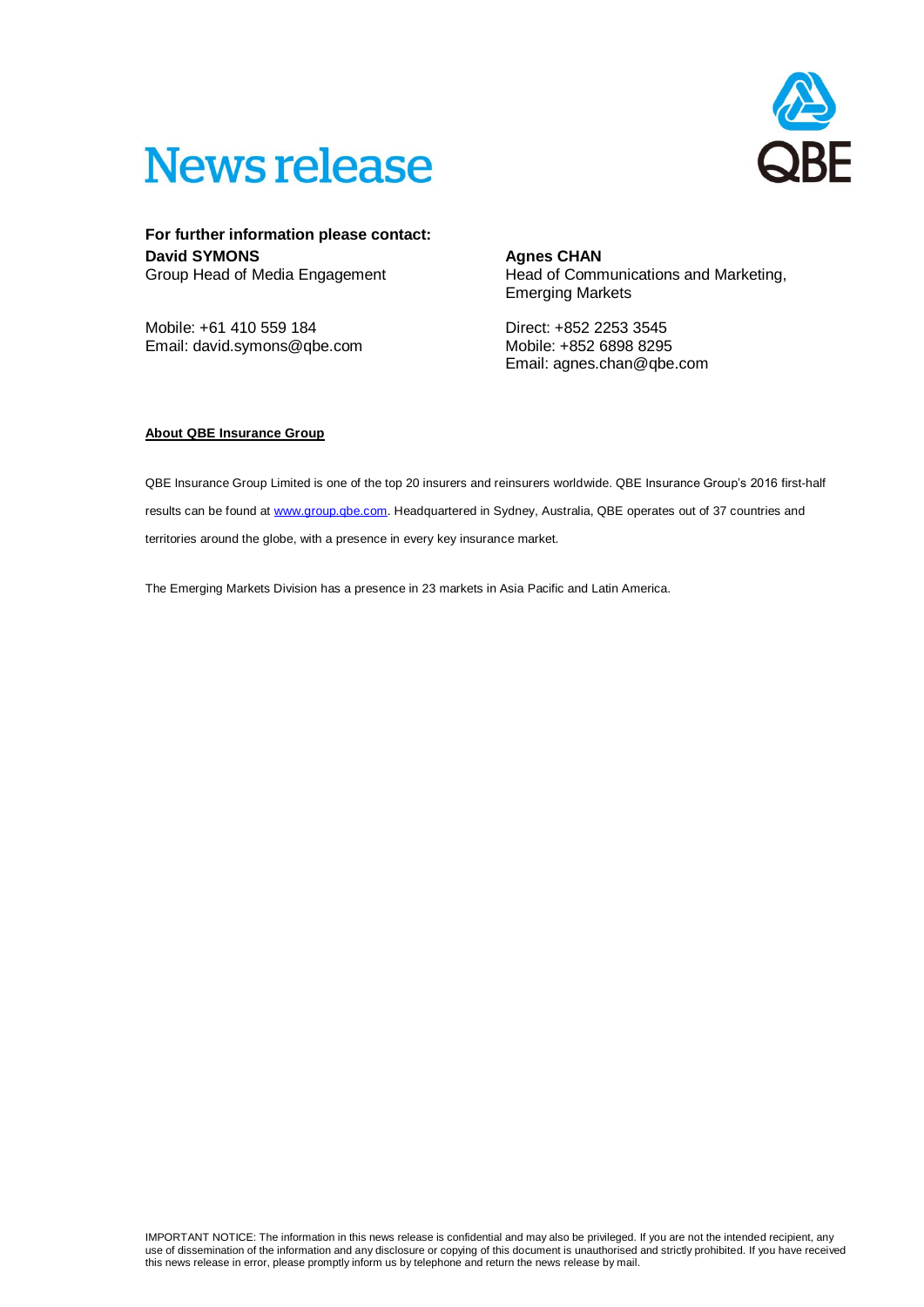# News release

**For further information please contact:**

**David SYMONS**
Group Head of Media Engagement

Mobile: +61 410 559 184
Email: david.symons@qbe.com

**Agnes CHAN**
Head of Communications and Marketing, Emerging Markets

Direct: +852 2253 3545
Mobile: +852 6898 8295
Email: agnes.chan@qbe.com

**About QBE Insurance Group**

QBE Insurance Group Limited is one of the top 20 insurers and reinsurers worldwide. QBE Insurance Group's 2016 first-half results can be found at [www.group.qbe.com](http://www.group.qbe.com). Headquartered in Sydney, Australia, QBE operates out of 37 countries and territories around the globe, with a presence in every key insurance market.

The Emerging Markets Division has a presence in 23 markets in Asia Pacific and Latin America.

IMPORTANT NOTICE: The information in this news release is confidential and may also be privileged. If you are not the intended recipient, any use of dissemination of the information and any disclosure or copying of this document is unauthorised and strictly prohibited. If you have received this news release in error, please promptly inform us by telephone and return the news release by mail.